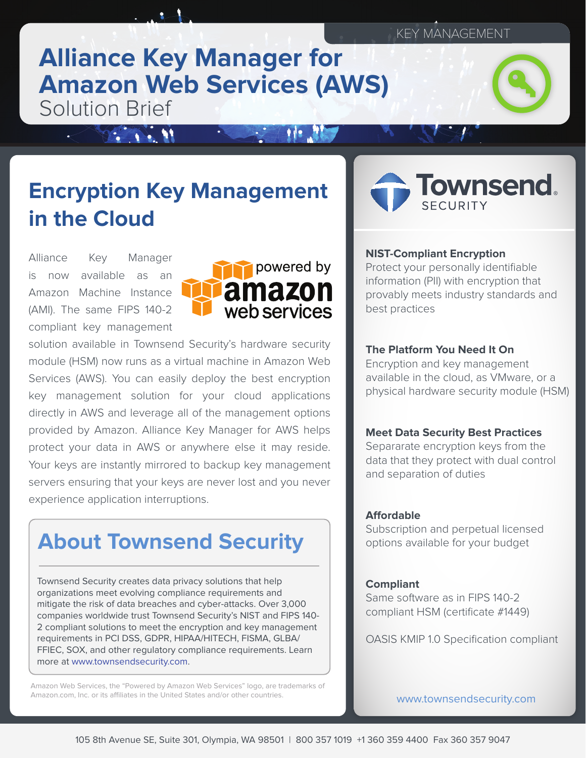KEY MANAGEMENT

# Alliance Key Manager for Amazon Web Services (AWS)

Solution Brief

## Encryption Key Management in the Cloud

Alliance Key Manager is now available as an Amazon Machine Instance (AMI). The same FIPS 140-2 compliant key management solution available in Townsend Security's hardware security module (HSM) now runs as a virtual machine in Amazon Web Services (AWS). You can easily deploy the best encryption key management solution for your cloud applications directly in AWS and leverage all of the management options provided by Amazon. Alliance Key Manager for AWS helps protect your data in AWS or anywhere else it may reside. Your keys are instantly mirrored to backup key management servers ensuring that your keys are never lost and you never experience application interruptions.

## About Townsend Security

Townsend Security creates data privacy solutions that help organizations meet evolving compliance requirements and mitigate the risk of data breaches and cyber-attacks. Over 3,000 companies worldwide trust Townsend Security's NIST and FIPS 140-2 compliant solutions to meet the encryption and key management requirements in PCI DSS, GDPR, HIPAA/HITECH, FISMA, GLBA/FFIEC, SOX, and other regulatory compliance requirements. Learn more at www.townsendsecurity.com.

Amazon Web Services, the "Powered by Amazon Web Services" logo, are trademarks of Amazon.com, Inc. or its affiliates in the United States and/or other countries.

Townsend SECURITY

**NIST-Compliant Encryption**
Protect your personally identifiable information (PII) with encryption that provably meets industry standards and best practices

**The Platform You Need It On**
Encryption and key management available in the cloud, as VMware, or a physical hardware security module (HSM)

**Meet Data Security Best Practices**
Separarate encryption keys from the data that they protect with dual control and separation of duties

**Affordable**
Subscription and perpetual licensed options available for your budget

**Compliant**
Same software as in FIPS 140-2 compliant HSM (certificate #1449)

OASIS KMIP 1.0 Specification compliant

www.townsendsecurity.com

105 8th Avenue SE, Suite 301, Olympia, WA 98501 | 800 357 1019 +1 360 359 4400 Fax 360 357 9047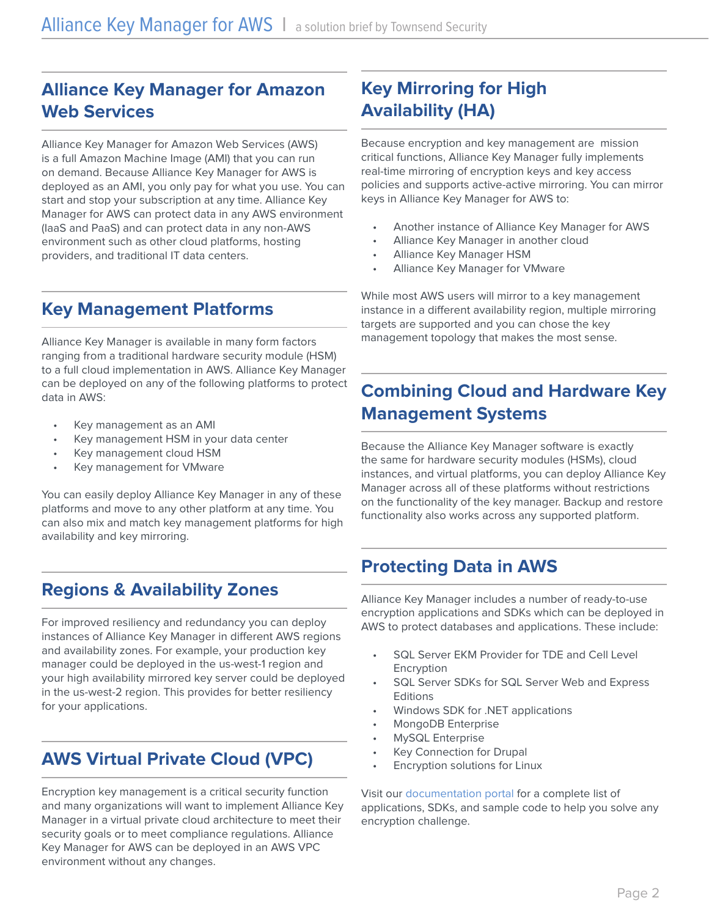## Alliance Key Manager for Amazon Web Services

Alliance Key Manager for Amazon Web Services (AWS) is a full Amazon Machine Image (AMI) that you can run on demand. Because Alliance Key Manager for AWS is deployed as an AMI, you only pay for what you use. You can start and stop your subscription at any time. Alliance Key Manager for AWS can protect data in any AWS environment (IaaS and PaaS) and can protect data in any non-AWS environment such as other cloud platforms, hosting providers, and traditional IT data centers.

## Key Management Platforms

Alliance Key Manager is available in many form factors ranging from a traditional hardware security module (HSM) to a full cloud implementation in AWS. Alliance Key Manager can be deployed on any of the following platforms to protect data in AWS:

- Key management as an AMI
- Key management HSM in your data center
- Key management cloud HSM
- Key management for VMware

You can easily deploy Alliance Key Manager in any of these platforms and move to any other platform at any time. You can also mix and match key management platforms for high availability and key mirroring.

## Regions & Availability Zones

For improved resiliency and redundancy you can deploy instances of Alliance Key Manager in different AWS regions and availability zones. For example, your production key manager could be deployed in the us-west-1 region and your high availability mirrored key server could be deployed in the us-west-2 region. This provides for better resiliency for your applications.

## AWS Virtual Private Cloud (VPC)

Encryption key management is a critical security function and many organizations will want to implement Alliance Key Manager in a virtual private cloud architecture to meet their security goals or to meet compliance regulations. Alliance Key Manager for AWS can be deployed in an AWS VPC environment without any changes.

## Key Mirroring for High Availability (HA)

Because encryption and key management are mission critical functions, Alliance Key Manager fully implements real-time mirroring of encryption keys and key access policies and supports active-active mirroring. You can mirror keys in Alliance Key Manager for AWS to:

- Another instance of Alliance Key Manager for AWS
- Alliance Key Manager in another cloud
- Alliance Key Manager HSM
- Alliance Key Manager for VMware

While most AWS users will mirror to a key management instance in a different availability region, multiple mirroring targets are supported and you can chose the key management topology that makes the most sense.

## Combining Cloud and Hardware Key Management Systems

Because the Alliance Key Manager software is exactly the same for hardware security modules (HSMs), cloud instances, and virtual platforms, you can deploy Alliance Key Manager across all of these platforms without restrictions on the functionality of the key manager. Backup and restore functionality also works across any supported platform.

## Protecting Data in AWS

Alliance Key Manager includes a number of ready-to-use encryption applications and SDKs which can be deployed in AWS to protect databases and applications. These include:

- SQL Server EKM Provider for TDE and Cell Level Encryption
- SQL Server SDKs for SQL Server Web and Express Editions
- Windows SDK for .NET applications
- MongoDB Enterprise
- MySQL Enterprise
- Key Connection for Drupal
- Encryption solutions for Linux

Visit our documentation portal for a complete list of applications, SDKs, and sample code to help you solve any encryption challenge.